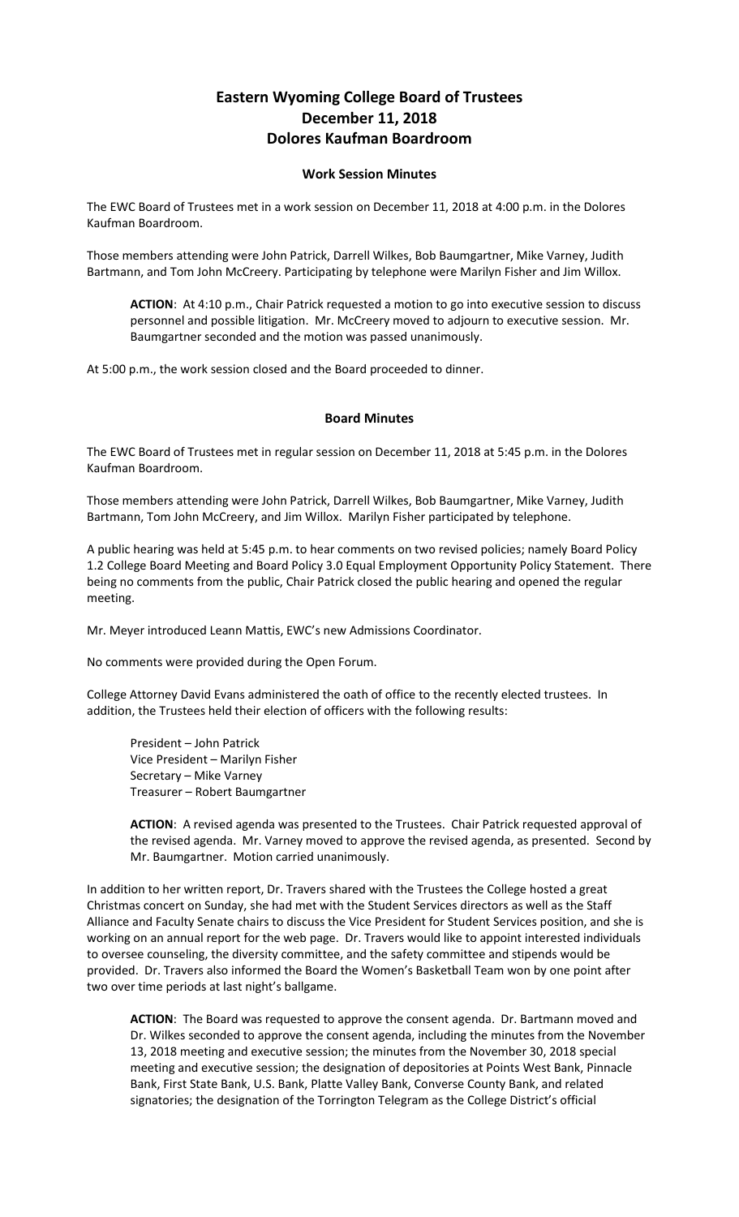# Eastern Wyoming College Board of Trustees
# December 11, 2018
# Dolores Kaufman Boardroom

### Work Session Minutes

The EWC Board of Trustees met in a work session on December 11, 2018 at 4:00 p.m. in the Dolores Kaufman Boardroom.

Those members attending were John Patrick, Darrell Wilkes, Bob Baumgartner, Mike Varney, Judith Bartmann, and Tom John McCreery. Participating by telephone were Marilyn Fisher and Jim Willox.

> **ACTION**: At 4:10 p.m., Chair Patrick requested a motion to go into executive session to discuss personnel and possible litigation. Mr. McCreery moved to adjourn to executive session. Mr. Baumgartner seconded and the motion was passed unanimously.

At 5:00 p.m., the work session closed and the Board proceeded to dinner.

### Board Minutes

The EWC Board of Trustees met in regular session on December 11, 2018 at 5:45 p.m. in the Dolores Kaufman Boardroom.

Those members attending were John Patrick, Darrell Wilkes, Bob Baumgartner, Mike Varney, Judith Bartmann, Tom John McCreery, and Jim Willox. Marilyn Fisher participated by telephone.

A public hearing was held at 5:45 p.m. to hear comments on two revised policies; namely Board Policy 1.2 College Board Meeting and Board Policy 3.0 Equal Employment Opportunity Policy Statement. There being no comments from the public, Chair Patrick closed the public hearing and opened the regular meeting.

Mr. Meyer introduced Leann Mattis, EWC's new Admissions Coordinator.

No comments were provided during the Open Forum.

College Attorney David Evans administered the oath of office to the recently elected trustees. In addition, the Trustees held their election of officers with the following results:

> President – John Patrick
> Vice President – Marilyn Fisher
> Secretary – Mike Varney
> Treasurer – Robert Baumgartner

> **ACTION**: A revised agenda was presented to the Trustees. Chair Patrick requested approval of the revised agenda. Mr. Varney moved to approve the revised agenda, as presented. Second by Mr. Baumgartner. Motion carried unanimously.

In addition to her written report, Dr. Travers shared with the Trustees the College hosted a great Christmas concert on Sunday, she had met with the Student Services directors as well as the Staff Alliance and Faculty Senate chairs to discuss the Vice President for Student Services position, and she is working on an annual report for the web page. Dr. Travers would like to appoint interested individuals to oversee counseling, the diversity committee, and the safety committee and stipends would be provided. Dr. Travers also informed the Board the Women's Basketball Team won by one point after two over time periods at last night's ballgame.

> **ACTION**: The Board was requested to approve the consent agenda. Dr. Bartmann moved and Dr. Wilkes seconded to approve the consent agenda, including the minutes from the November 13, 2018 meeting and executive session; the minutes from the November 30, 2018 special meeting and executive session; the designation of depositories at Points West Bank, Pinnacle Bank, First State Bank, U.S. Bank, Platte Valley Bank, Converse County Bank, and related signatories; the designation of the Torrington Telegram as the College District's official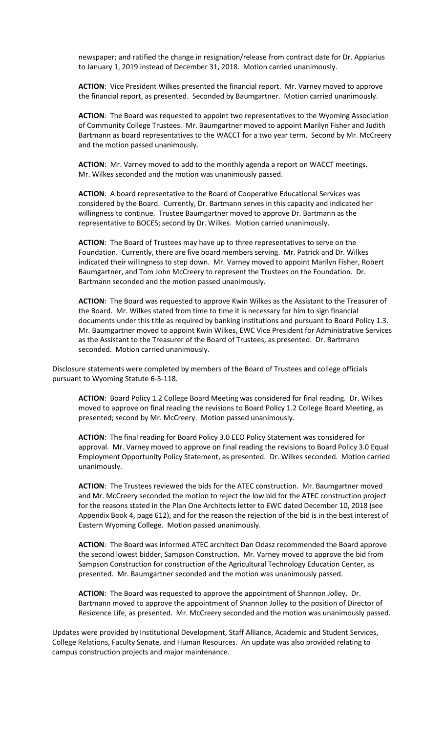newspaper; and ratified the change in resignation/release from contract date for Dr. Appiarius to January 1, 2019 instead of December 31, 2018. Motion carried unanimously.

**ACTION**: Vice President Wilkes presented the financial report. Mr. Varney moved to approve the financial report, as presented. Seconded by Baumgartner. Motion carried unanimously.

**ACTION**: The Board was requested to appoint two representatives to the Wyoming Association of Community College Trustees. Mr. Baumgartner moved to appoint Marilyn Fisher and Judith Bartmann as board representatives to the WACCT for a two year term. Second by Mr. McCreery and the motion passed unanimously.

**ACTION**: Mr. Varney moved to add to the monthly agenda a report on WACCT meetings. Mr. Wilkes seconded and the motion was unanimously passed.

**ACTION**: A board representative to the Board of Cooperative Educational Services was considered by the Board. Currently, Dr. Bartmann serves in this capacity and indicated her willingness to continue. Trustee Baumgartner moved to approve Dr. Bartmann as the representative to BOCES; second by Dr. Wilkes. Motion carried unanimously.

**ACTION**: The Board of Trustees may have up to three representatives to serve on the Foundation. Currently, there are five board members serving. Mr. Patrick and Dr. Wilkes indicated their willingness to step down. Mr. Varney moved to appoint Marilyn Fisher, Robert Baumgartner, and Tom John McCreery to represent the Trustees on the Foundation. Dr. Bartmann seconded and the motion passed unanimously.

**ACTION**: The Board was requested to approve Kwin Wilkes as the Assistant to the Treasurer of the Board. Mr. Wilkes stated from time to time it is necessary for him to sign financial documents under this title as required by banking institutions and pursuant to Board Policy 1.3. Mr. Baumgartner moved to appoint Kwin Wilkes, EWC Vice President for Administrative Services as the Assistant to the Treasurer of the Board of Trustees, as presented. Dr. Bartmann seconded. Motion carried unanimously.

Disclosure statements were completed by members of the Board of Trustees and college officials pursuant to Wyoming Statute 6-5-118.

**ACTION**: Board Policy 1.2 College Board Meeting was considered for final reading. Dr. Wilkes moved to approve on final reading the revisions to Board Policy 1.2 College Board Meeting, as presented; second by Mr. McCreery. Motion passed unanimously.

**ACTION**: The final reading for Board Policy 3.0 EEO Policy Statement was considered for approval. Mr. Varney moved to approve on final reading the revisions to Board Policy 3.0 Equal Employment Opportunity Policy Statement, as presented. Dr. Wilkes seconded. Motion carried unanimously.

**ACTION**: The Trustees reviewed the bids for the ATEC construction. Mr. Baumgartner moved and Mr. McCreery seconded the motion to reject the low bid for the ATEC construction project for the reasons stated in the Plan One Architects letter to EWC dated December 10, 2018 (see Appendix Book 4, page 612), and for the reason the rejection of the bid is in the best interest of Eastern Wyoming College. Motion passed unanimously.

**ACTION**: The Board was informed ATEC architect Dan Odasz recommended the Board approve the second lowest bidder, Sampson Construction. Mr. Varney moved to approve the bid from Sampson Construction for construction of the Agricultural Technology Education Center, as presented. Mr. Baumgartner seconded and the motion was unanimously passed.

**ACTION**: The Board was requested to approve the appointment of Shannon Jolley. Dr. Bartmann moved to approve the appointment of Shannon Jolley to the position of Director of Residence Life, as presented. Mr. McCreery seconded and the motion was unanimously passed.

Updates were provided by Institutional Development, Staff Alliance, Academic and Student Services, College Relations, Faculty Senate, and Human Resources. An update was also provided relating to campus construction projects and major maintenance.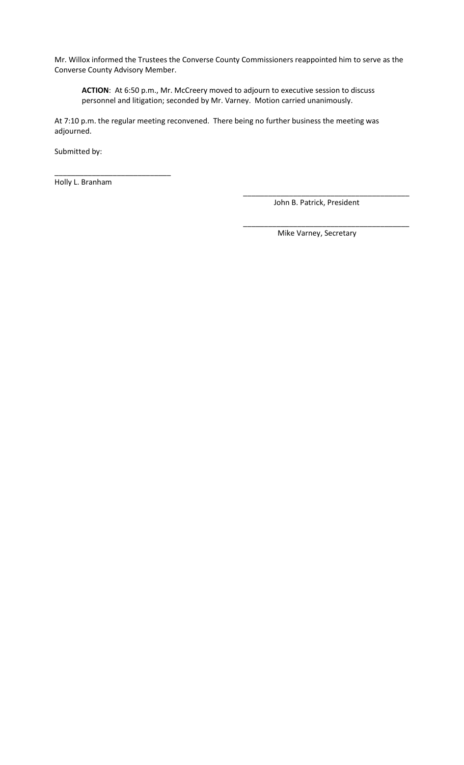Mr. Willox informed the Trustees the Converse County Commissioners reappointed him to serve as the Converse County Advisory Member.

> **ACTION**: At 6:50 p.m., Mr. McCreery moved to adjourn to executive session to discuss personnel and litigation; seconded by Mr. Varney. Motion carried unanimously.

At 7:10 p.m. the regular meeting reconvened. There being no further business the meeting was adjourned.

Submitted by:

____________________________
Holly L. Branham

____________________________________________
John B. Patrick, President

____________________________________________
Mike Varney, Secretary